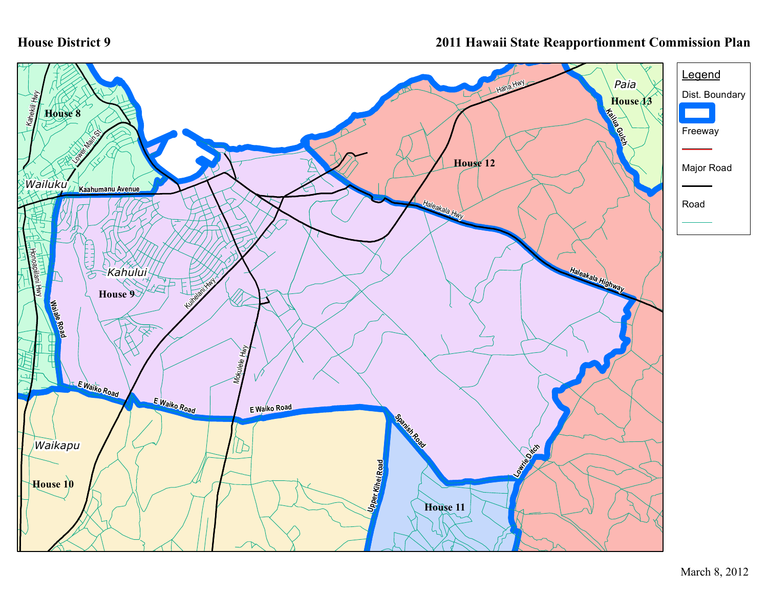# House District 9

# 2011 Hawaii State Reapportionment Commission Plan

**Legend**

Dist. Boundary

Freeway

Major Road

Road

House 8

House 9

House 10

House 11

House 12

House 13

Wailuku

Kahului

Waikapu

Paia

Kahekili Hwy

Lower Main St

Kaahumanu Avenue

Honoapiilani Hwy

Waiale Road

Kuihelani Hwy

Mokulele Hwy

E Waiko Road

Spanish Road

Upper Kihei Road

Lowrie Ditch

Haleakala Hwy

Haleakala Highway

Hana Hwy

Kailua Gulch

March 8, 2012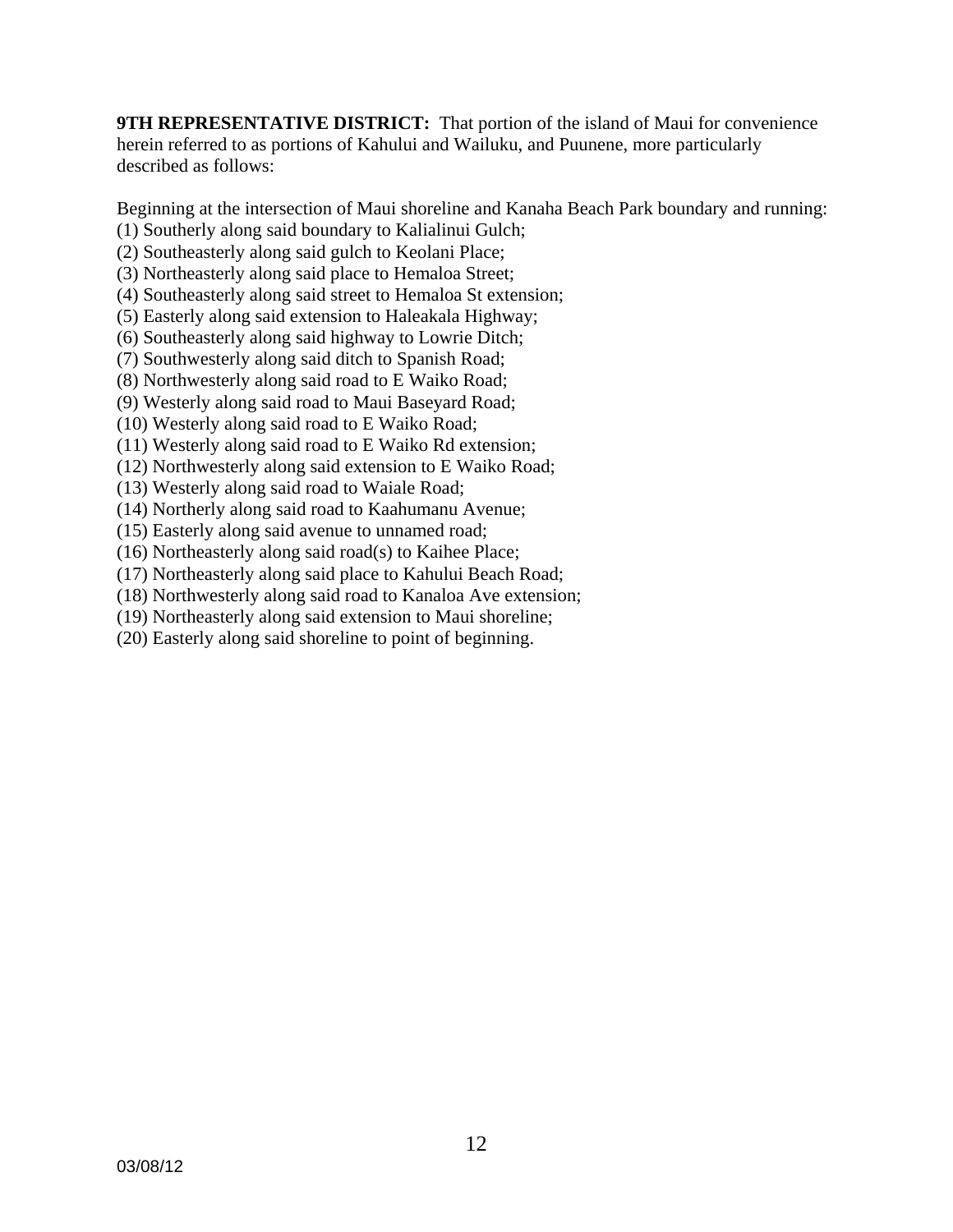**9TH REPRESENTATIVE DISTRICT:** That portion of the island of Maui for convenience herein referred to as portions of Kahului and Wailuku, and Puunene, more particularly described as follows:

Beginning at the intersection of Maui shoreline and Kanaha Beach Park boundary and running:
(1) Southerly along said boundary to Kalialinui Gulch;
(2) Southeasterly along said gulch to Keolani Place;
(3) Northeasterly along said place to Hemaloa Street;
(4) Southeasterly along said street to Hemaloa St extension;
(5) Easterly along said extension to Haleakala Highway;
(6) Southeasterly along said highway to Lowrie Ditch;
(7) Southwesterly along said ditch to Spanish Road;
(8) Northwesterly along said road to E Waiko Road;
(9) Westerly along said road to Maui Baseyard Road;
(10) Westerly along said road to E Waiko Road;
(11) Westerly along said road to E Waiko Rd extension;
(12) Northwesterly along said extension to E Waiko Road;
(13) Westerly along said road to Waiale Road;
(14) Northerly along said road to Kaahumanu Avenue;
(15) Easterly along said avenue to unnamed road;
(16) Northeasterly along said road(s) to Kaihee Place;
(17) Northeasterly along said place to Kahului Beach Road;
(18) Northwesterly along said road to Kanaloa Ave extension;
(19) Northeasterly along said extension to Maui shoreline;
(20) Easterly along said shoreline to point of beginning.

03/08/12